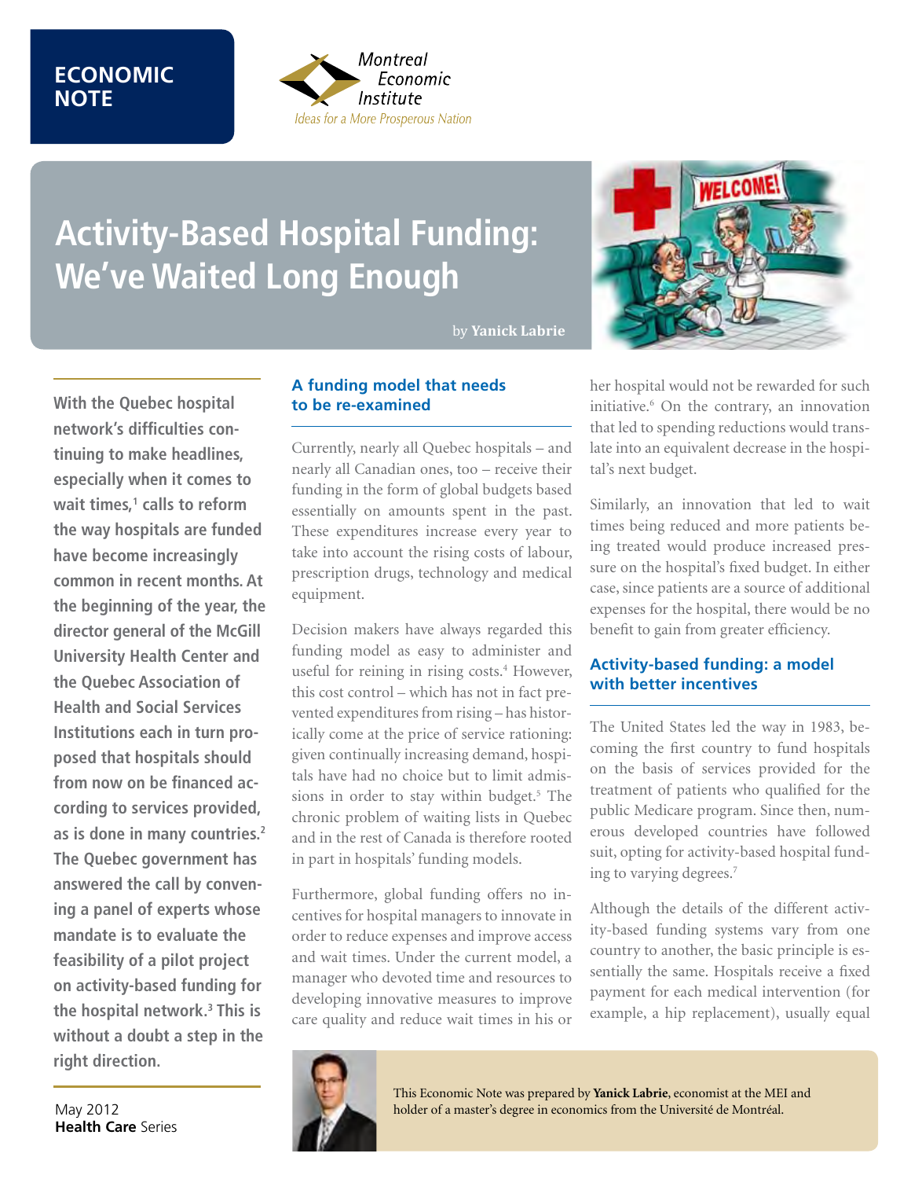ECONOMIC NOTE

Montreal Economic Institute
*Ideas for a More Prosperous Nation*

# Activity-Based Hospital Funding: We've Waited Long Enough

by **Yanick Labrie**

**With the Quebec hospital network's difficulties continuing to make headlines, especially when it comes to wait times,[1] calls to reform the way hospitals are funded have become increasingly common in recent months. At the beginning of the year, the director general of the McGill University Health Center and the Quebec Association of Health and Social Services Institutions each in turn proposed that hospitals should from now on be financed according to services provided, as is done in many countries.[2] The Quebec government has answered the call by convening a panel of experts whose mandate is to evaluate the feasibility of a pilot project on activity-based funding for the hospital network.[3] This is without a doubt a step in the right direction.**

May 2012
**Health Care** Series

## A funding model that needs to be re-examined

Currently, nearly all Quebec hospitals – and nearly all Canadian ones, too – receive their funding in the form of global budgets based essentially on amounts spent in the past. These expenditures increase every year to take into account the rising costs of labour, prescription drugs, technology and medical equipment.

Decision makers have always regarded this funding model as easy to administer and useful for reining in rising costs.[4] However, this cost control – which has not in fact prevented expenditures from rising – has historically come at the price of service rationing: given continually increasing demand, hospitals have had no choice but to limit admissions in order to stay within budget.[5] The chronic problem of waiting lists in Quebec and in the rest of Canada is therefore rooted in part in hospitals' funding models.

Furthermore, global funding offers no incentives for hospital managers to innovate in order to reduce expenses and improve access and wait times. Under the current model, a manager who devoted time and resources to developing innovative measures to improve care quality and reduce wait times in his or her hospital would not be rewarded for such initiative.[6] On the contrary, an innovation that led to spending reductions would translate into an equivalent decrease in the hospital's next budget.

Similarly, an innovation that led to wait times being reduced and more patients being treated would produce increased pressure on the hospital's fixed budget. In either case, since patients are a source of additional expenses for the hospital, there would be no benefit to gain from greater efficiency.

## Activity-based funding: a model with better incentives

The United States led the way in 1983, becoming the first country to fund hospitals on the basis of services provided for the treatment of patients who qualified for the public Medicare program. Since then, numerous developed countries have followed suit, opting for activity-based hospital funding to varying degrees.[7]

Although the details of the different activity-based funding systems vary from one country to another, the basic principle is essentially the same. Hospitals receive a fixed payment for each medical intervention (for example, a hip replacement), usually equal

This Economic Note was prepared by **Yanick Labrie**, economist at the MEI and holder of a master's degree in economics from the Université de Montréal.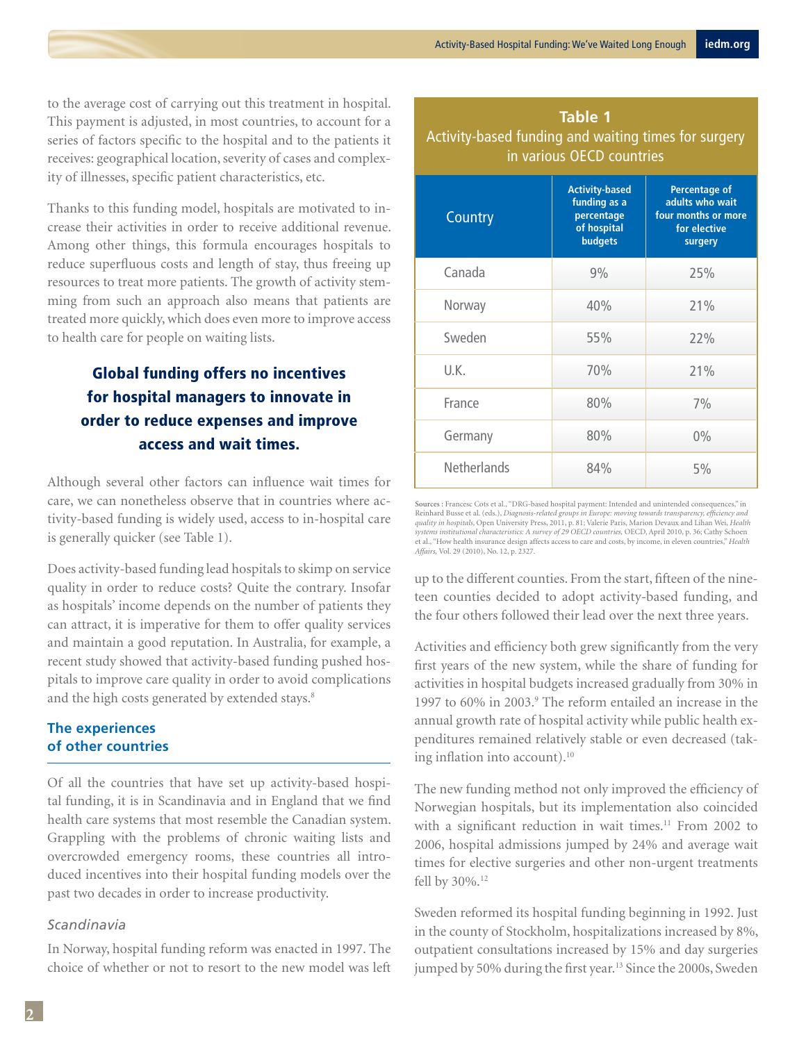to the average cost of carrying out this treatment in hospital. This payment is adjusted, in most countries, to account for a series of factors specific to the hospital and to the patients it receives: geographical location, severity of cases and complexity of illnesses, specific patient characteristics, etc.

Thanks to this funding model, hospitals are motivated to increase their activities in order to receive additional revenue. Among other things, this formula encourages hospitals to reduce superfluous costs and length of stay, thus freeing up resources to treat more patients. The growth of activity stemming from such an approach also means that patients are treated more quickly, which does even more to improve access to health care for people on waiting lists.

**Global funding offers no incentives for hospital managers to innovate in order to reduce expenses and improve access and wait times.**

Although several other factors can influence wait times for care, we can nonetheless observe that in countries where activity-based funding is widely used, access to in-hospital care is generally quicker (see Table 1).

Does activity-based funding lead hospitals to skimp on service quality in order to reduce costs? Quite the contrary. Insofar as hospitals' income depends on the number of patients they can attract, it is imperative for them to offer quality services and maintain a good reputation. In Australia, for example, a recent study showed that activity-based funding pushed hospitals to improve care quality in order to avoid complications and the high costs generated by extended stays.[8]

## The experiences of other countries

Of all the countries that have set up activity-based hospital funding, it is in Scandinavia and in England that we find health care systems that most resemble the Canadian system. Grappling with the problems of chronic waiting lists and overcrowded emergency rooms, these countries all introduced incentives into their hospital funding models over the past two decades in order to increase productivity.

### *Scandinavia*

In Norway, hospital funding reform was enacted in 1997. The choice of whether or not to resort to the new model was left up to the different counties. From the start, fifteen of the nineteen counties decided to adopt activity-based funding, and the four others followed their lead over the next three years.

**Table 1**
Activity-based funding and waiting times for surgery in various OECD countries

| Country | Activity-based funding as a percentage of hospital budgets | Percentage of adults who wait four months or more for elective surgery |
|---|---|---|
| Canada | 9% | 25% |
| Norway | 40% | 21% |
| Sweden | 55% | 22% |
| U.K. | 70% | 21% |
| France | 80% | 7% |
| Germany | 80% | 0% |
| Netherlands | 84% | 5% |

Sources : Francesc Cots et al., "DRG-based hospital payment: Intended and unintended consequences," in Reinhard Busse et al. (eds.), *Diagnosis-related groups in Europe: moving towards transparency, efficiency and quality in hospitals*, Open University Press, 2011, p. 81; Valerie Paris, Marion Devaux and Lihan Wei, *Health systems institutional characteristics: A survey of 29 OECD countries,* OECD, April 2010, p. 36; Cathy Schoen et al., "How health insurance design affects access to care and costs, by income, in eleven countries," *Health Affairs,* Vol. 29 (2010), No. 12, p. 2327.

Activities and efficiency both grew significantly from the very first years of the new system, while the share of funding for activities in hospital budgets increased gradually from 30% in 1997 to 60% in 2003.[9] The reform entailed an increase in the annual growth rate of hospital activity while public health expenditures remained relatively stable or even decreased (taking inflation into account).[10]

The new funding method not only improved the efficiency of Norwegian hospitals, but its implementation also coincided with a significant reduction in wait times.[11] From 2002 to 2006, hospital admissions jumped by 24% and average wait times for elective surgeries and other non-urgent treatments fell by 30%.[12]

Sweden reformed its hospital funding beginning in 1992. Just in the county of Stockholm, hospitalizations increased by 8%, outpatient consultations increased by 15% and day surgeries jumped by 50% during the first year.[13] Since the 2000s, Sweden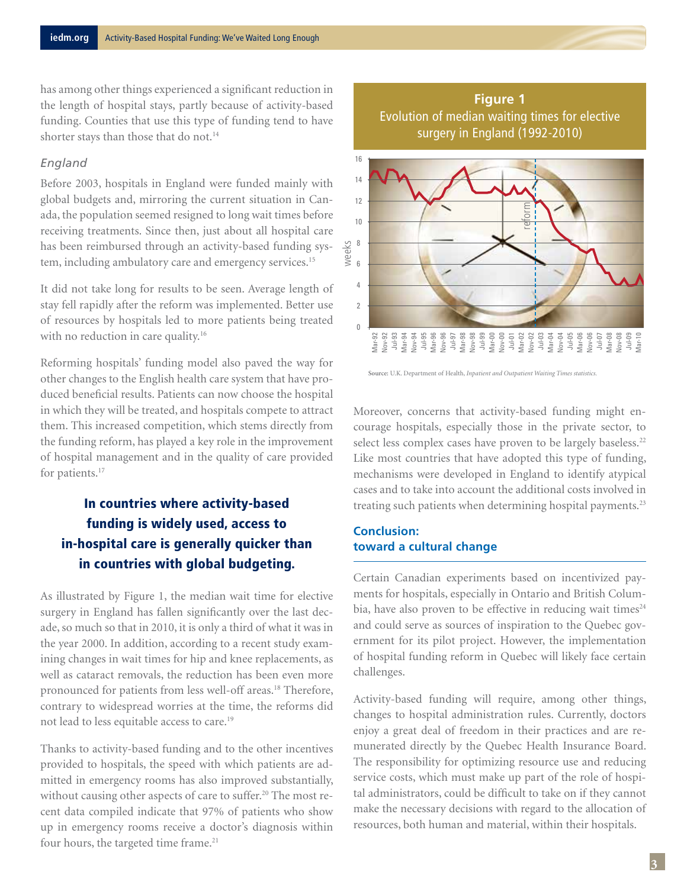has among other things experienced a significant reduction in the length of hospital stays, partly because of activity-based funding. Counties that use this type of funding tend to have shorter stays than those that do not.[14]

### *England*

Before 2003, hospitals in England were funded mainly with global budgets and, mirroring the current situation in Canada, the population seemed resigned to long wait times before receiving treatments. Since then, just about all hospital care has been reimbursed through an activity-based funding system, including ambulatory care and emergency services.[15]

It did not take long for results to be seen. Average length of stay fell rapidly after the reform was implemented. Better use of resources by hospitals led to more patients being treated with no reduction in care quality.[16]

Reforming hospitals' funding model also paved the way for other changes to the English health care system that have produced beneficial results. Patients can now choose the hospital in which they will be treated, and hospitals compete to attract them. This increased competition, which stems directly from the funding reform, has played a key role in the improvement of hospital management and in the quality of care provided for patients.[17]

> **In countries where activity-based funding is widely used, access to in-hospital care is generally quicker than in countries with global budgeting.**

As illustrated by Figure 1, the median wait time for elective surgery in England has fallen significantly over the last decade, so much so that in 2010, it is only a third of what it was in the year 2000. In addition, according to a recent study examining changes in wait times for hip and knee replacements, as well as cataract removals, the reduction has been even more pronounced for patients from less well-off areas.[18] Therefore, contrary to widespread worries at the time, the reforms did not lead to less equitable access to care.[19]

Thanks to activity-based funding and to the other incentives provided to hospitals, the speed with which patients are admitted in emergency rooms has also improved substantially, without causing other aspects of care to suffer.[20] The most recent data compiled indicate that 97% of patients who show up in emergency rooms receive a doctor's diagnosis within four hours, the targeted time frame.[21]

**Figure 1**
Evolution of median waiting times for elective surgery in England (1992-2010)

**Source:** U.K. Department of Health, *Inpatient and Outpatient Waiting Times statistics.*

Moreover, concerns that activity-based funding might encourage hospitals, especially those in the private sector, to select less complex cases have proven to be largely baseless.[22] Like most countries that have adopted this type of funding, mechanisms were developed in England to identify atypical cases and to take into account the additional costs involved in treating such patients when determining hospital payments.[23]

## Conclusion: toward a cultural change

Certain Canadian experiments based on incentivized payments for hospitals, especially in Ontario and British Columbia, have also proven to be effective in reducing wait times[24] and could serve as sources of inspiration to the Quebec government for its pilot project. However, the implementation of hospital funding reform in Quebec will likely face certain challenges.

Activity-based funding will require, among other things, changes to hospital administration rules. Currently, doctors enjoy a great deal of freedom in their practices and are remunerated directly by the Quebec Health Insurance Board. The responsibility for optimizing resource use and reducing service costs, which must make up part of the role of hospital administrators, could be difficult to take on if they cannot make the necessary decisions with regard to the allocation of resources, both human and material, within their hospitals.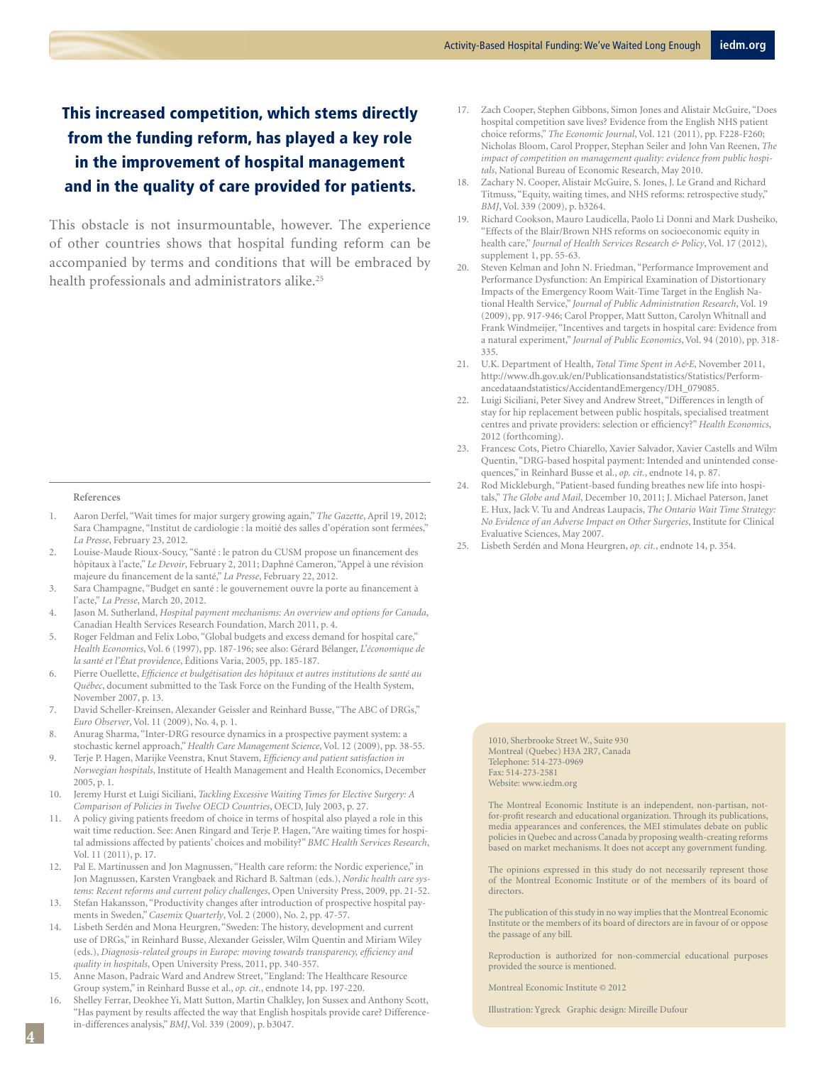**This increased competition, which stems directly from the funding reform, has played a key role in the improvement of hospital management and in the quality of care provided for patients.**

This obstacle is not insurmountable, however. The experience of other countries shows that hospital funding reform can be accompanied by terms and conditions that will be embraced by health professionals and administrators alike.[25]

### References

1. Aaron Derfel, "Wait times for major surgery growing again," *The Gazette*, April 19, 2012; Sara Champagne, "Institut de cardiologie : la moitié des salles d'opération sont fermées," *La Presse*, February 23, 2012.
2. Louise-Maude Rioux-Soucy, "Santé : le patron du CUSM propose un financement des hôpitaux à l'acte," *Le Devoir*, February 2, 2011; Daphné Cameron, "Appel à une révision majeure du financement de la santé," *La Presse*, February 22, 2012.
3. Sara Champagne, "Budget en santé : le gouvernement ouvre la porte au financement à l'acte," *La Presse*, March 20, 2012.
4. Jason M. Sutherland, *Hospital payment mechanisms: An overview and options for Canada*, Canadian Health Services Research Foundation, March 2011, p. 4.
5. Roger Feldman and Felix Lobo, "Global budgets and excess demand for hospital care," *Health Economics*, Vol. 6 (1997), pp. 187-196; see also: Gérard Bélanger, *L'économique de la santé et l'État providence*, Éditions Varia, 2005, pp. 185-187.
6. Pierre Ouellette, *Efficience et budgétisation des hôpitaux et autres institutions de santé au Québec*, document submitted to the Task Force on the Funding of the Health System, November 2007, p. 13.
7. David Scheller-Kreinsen, Alexander Geissler and Reinhard Busse, "The ABC of DRGs," *Euro Observer*, Vol. 11 (2009), No. 4, p. 1.
8. Anurag Sharma, "Inter-DRG resource dynamics in a prospective payment system: a stochastic kernel approach," *Health Care Management Science*, Vol. 12 (2009), pp. 38-55.
9. Terje P. Hagen, Marijke Veenstra, Knut Stavem, *Efficiency and patient satisfaction in Norwegian hospitals*, Institute of Health Management and Health Economics, December 2005, p. 1.
10. Jeremy Hurst et Luigi Siciliani, *Tackling Excessive Waiting Times for Elective Surgery: A Comparison of Policies in Twelve OECD Countries*, OECD, July 2003, p. 27.
11. A policy giving patients freedom of choice in terms of hospital also played a role in this wait time reduction. See: Anen Ringard and Terje P. Hagen, "Are waiting times for hospital admissions affected by patients' choices and mobility?" *BMC Health Services Research*, Vol. 11 (2011), p. 17.
12. Pal E. Martinussen and Jon Magnussen, "Health care reform: the Nordic experience," in Jon Magnussen, Karsten Vrangbaek and Richard B. Saltman (eds.), *Nordic health care systems: Recent reforms and current policy challenges*, Open University Press, 2009, pp. 21-52.
13. Stefan Hakansson, "Productivity changes after introduction of prospective hospital payments in Sweden," *Casemix Quarterly*, Vol. 2 (2000), No. 2, pp. 47-57.
14. Lisbeth Serdén and Mona Heurgren, "Sweden: The history, development and current use of DRGs," in Reinhard Busse, Alexander Geissler, Wilm Quentin and Miriam Wiley (eds.), *Diagnosis-related groups in Europe: moving towards transparency, efficiency and quality in hospitals*, Open University Press, 2011, pp. 340-357.
15. Anne Mason, Padraic Ward and Andrew Street, "England: The Healthcare Resource Group system," in Reinhard Busse et al., *op. cit.*, endnote 14, pp. 197-220.
16. Shelley Ferrar, Deokhee Yi, Matt Sutton, Martin Chalkley, Jon Sussex and Anthony Scott, "Has payment by results affected the way that English hospitals provide care? Difference-in-differences analysis," *BMJ*, Vol. 339 (2009), p. b3047.
17. Zach Cooper, Stephen Gibbons, Simon Jones and Alistair McGuire, "Does hospital competition save lives? Evidence from the English NHS patient choice reforms," *The Economic Journal*, Vol. 121 (2011), pp. F228-F260; Nicholas Bloom, Carol Propper, Stephan Seiler and John Van Reenen, *The impact of competition on management quality: evidence from public hospitals*, National Bureau of Economic Research, May 2010.
18. Zachary N. Cooper, Alistair McGuire, S. Jones, J. Le Grand and Richard Titmuss, "Equity, waiting times, and NHS reforms: retrospective study," *BMJ*, Vol. 339 (2009), p. b3264.
19. Richard Cookson, Mauro Laudicella, Paolo Li Donni and Mark Dusheiko, "Effects of the Blair/Brown NHS reforms on socioeconomic equity in health care," *Journal of Health Services Research & Policy*, Vol. 17 (2012), supplement 1, pp. 55-63.
20. Steven Kelman and John N. Friedman, "Performance Improvement and Performance Dysfunction: An Empirical Examination of Distortionary Impacts of the Emergency Room Wait-Time Target in the English National Health Service," *Journal of Public Administration Research*, Vol. 19 (2009), pp. 917-946; Carol Propper, Matt Sutton, Carolynn Whitnall and Frank Windmeijer, "Incentives and targets in hospital care: Evidence from a natural experiment," *Journal of Public Economics*, Vol. 94 (2010), pp. 318-335.
21. U.K. Department of Health, *Total Time Spent in A&E*, November 2011, http://www.dh.gov.uk/en/Publicationsandstatistics/Statistics/Performancedataandstatistics/AccidentandEmergency/DH_079085.
22. Luigi Siciliani, Peter Sivey and Andrew Street, "Differences in length of stay for hip replacement between public hospitals, specialised treatment centres and private providers: selection or efficiency?" *Health Economics*, 2012 (forthcoming).
23. Francesc Cots, Pietro Chiarello, Xavier Salvador, Xavier Castells and Wilm Quentin, "DRG-based hospital payment: Intended and unintended consequences," in Reinhard Busse et al., *op. cit.*, endnote 14, p. 87.
24. Rod Mickleburgh, "Patient-based funding breathes new life into hospitals," *The Globe and Mail*, December 10, 2011; J. Michael Paterson, Janet E. Hux, Jack V. Tu and Andreas Laupacis, *The Ontario Wait Time Strategy: No Evidence of an Adverse Impact on Other Surgeries*, Institute for Clinical Evaluative Sciences, May 2007.
25. Lisbeth Serdén and Mona Heurgren, *op. cit.*, endnote 14, p. 354.

1010, Sherbrooke Street W., Suite 930
Montreal (Quebec) H3A 2R7, Canada
Telephone: 514-273-0969
Fax: 514-273-2581
Website: www.iedm.org

The Montreal Economic Institute is an independent, non-partisan, not-for-profit research and educational organization. Through its publications, media appearances and conferences, the MEI stimulates debate on public policies in Quebec and across Canada by proposing wealth-creating reforms based on market mechanisms. It does not accept any government funding.

The opinions expressed in this study do not necessarily represent those of the Montreal Economic Institute or of the members of its board of directors.

The publication of this study in no way implies that the Montreal Economic Institute or the members of its board of directors are in favour of or oppose the passage of any bill.

Reproduction is authorized for non-commercial educational purposes provided the source is mentioned.

Montreal Economic Institute © 2012

Illustration: Ygreck Graphic design: Mireille Dufour